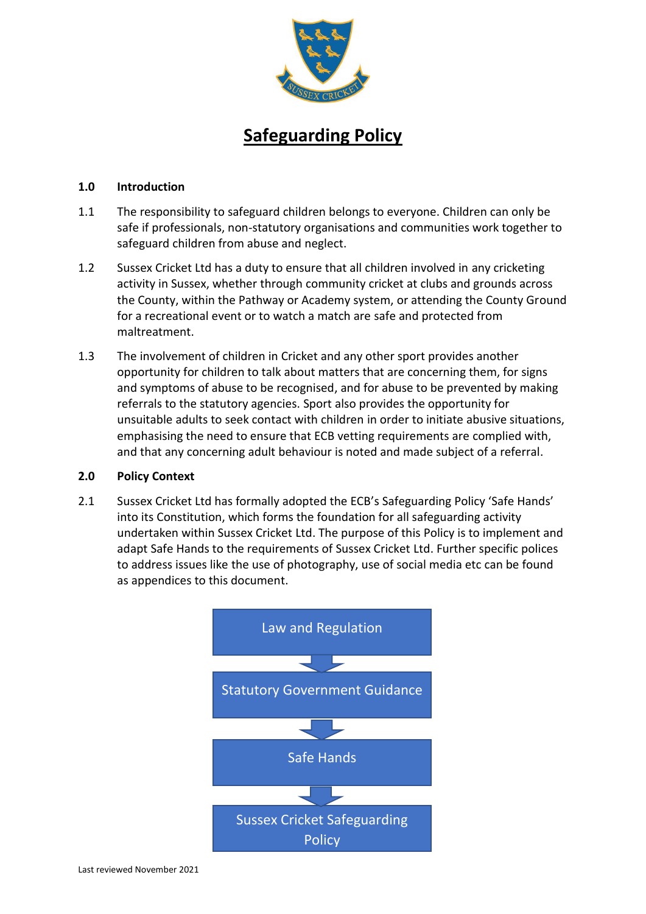# Safeguarding Policy

## 1.0 Introduction

1.1 The responsibility to safeguard children belongs to everyone. Children can only be safe if professionals, non-statutory organisations and communities work together to safeguard children from abuse and neglect.

1.2 Sussex Cricket Ltd has a duty to ensure that all children involved in any cricketing activity in Sussex, whether through community cricket at clubs and grounds across the County, within the Pathway or Academy system, or attending the County Ground for a recreational event or to watch a match are safe and protected from maltreatment.

1.3 The involvement of children in Cricket and any other sport provides another opportunity for children to talk about matters that are concerning them, for signs and symptoms of abuse to be recognised, and for abuse to be prevented by making referrals to the statutory agencies. Sport also provides the opportunity for unsuitable adults to seek contact with children in order to initiate abusive situations, emphasising the need to ensure that ECB vetting requirements are complied with, and that any concerning adult behaviour is noted and made subject of a referral.

## 2.0 Policy Context

2.1 Sussex Cricket Ltd has formally adopted the ECB's Safeguarding Policy 'Safe Hands' into its Constitution, which forms the foundation for all safeguarding activity undertaken within Sussex Cricket Ltd. The purpose of this Policy is to implement and adapt Safe Hands to the requirements of Sussex Cricket Ltd. Further specific polices to address issues like the use of photography, use of social media etc can be found as appendices to this document.

Law and Regulation

↓

Statutory Government Guidance

↓

Safe Hands

↓

Sussex Cricket Safeguarding Policy

Last reviewed November 2021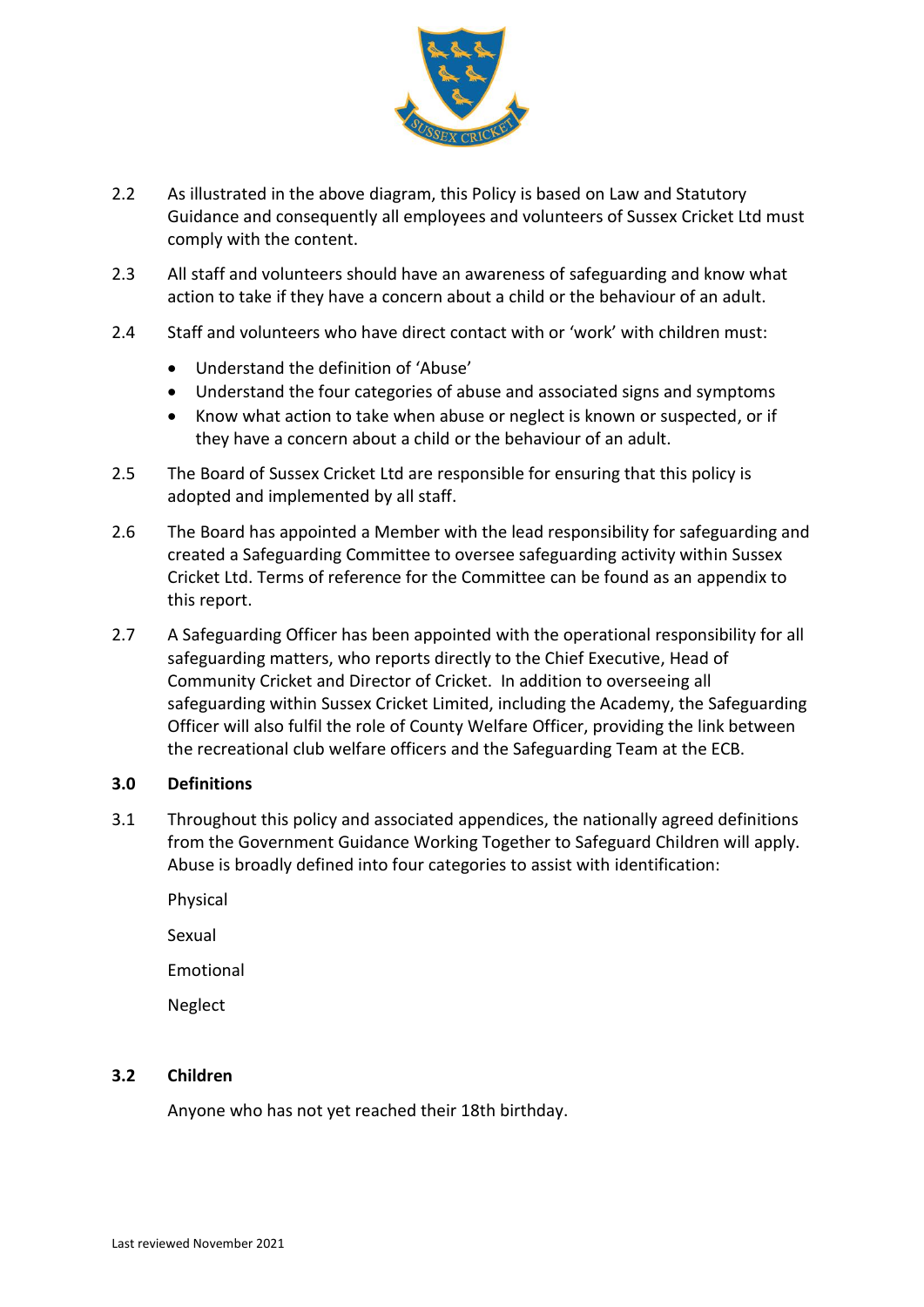2.2 As illustrated in the above diagram, this Policy is based on Law and Statutory Guidance and consequently all employees and volunteers of Sussex Cricket Ltd must comply with the content.

2.3 All staff and volunteers should have an awareness of safeguarding and know what action to take if they have a concern about a child or the behaviour of an adult.

2.4 Staff and volunteers who have direct contact with or 'work' with children must:

- Understand the definition of 'Abuse'
- Understand the four categories of abuse and associated signs and symptoms
- Know what action to take when abuse or neglect is known or suspected, or if they have a concern about a child or the behaviour of an adult.

2.5 The Board of Sussex Cricket Ltd are responsible for ensuring that this policy is adopted and implemented by all staff.

2.6 The Board has appointed a Member with the lead responsibility for safeguarding and created a Safeguarding Committee to oversee safeguarding activity within Sussex Cricket Ltd. Terms of reference for the Committee can be found as an appendix to this report.

2.7 A Safeguarding Officer has been appointed with the operational responsibility for all safeguarding matters, who reports directly to the Chief Executive, Head of Community Cricket and Director of Cricket. In addition to overseeing all safeguarding within Sussex Cricket Limited, including the Academy, the Safeguarding Officer will also fulfil the role of County Welfare Officer, providing the link between the recreational club welfare officers and the Safeguarding Team at the ECB.

## 3.0 Definitions

3.1 Throughout this policy and associated appendices, the nationally agreed definitions from the Government Guidance Working Together to Safeguard Children will apply. Abuse is broadly defined into four categories to assist with identification:

Physical

Sexual

Emotional

Neglect

### 3.2 Children

Anyone who has not yet reached their 18th birthday.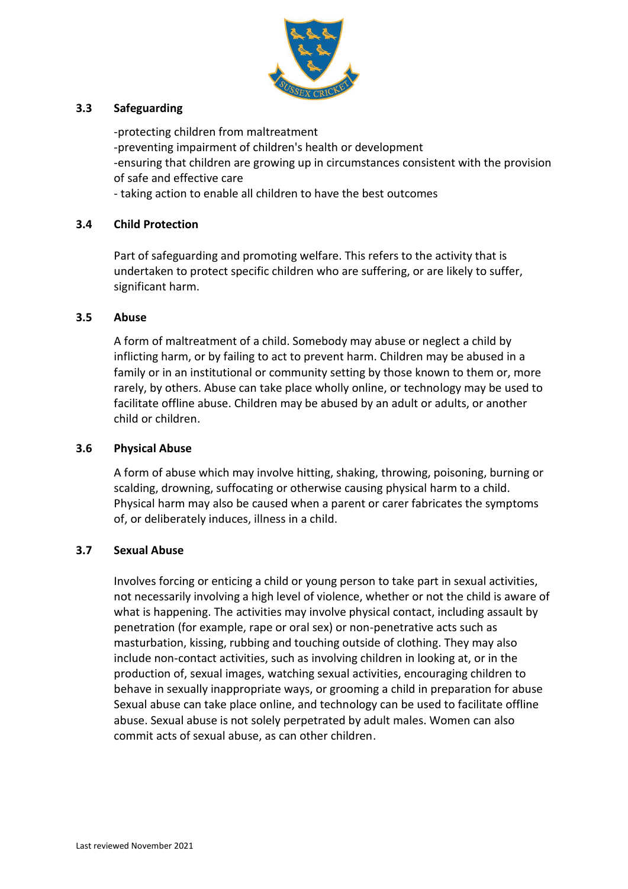### 3.3 Safeguarding

-protecting children from maltreatment
-preventing impairment of children's health or development
-ensuring that children are growing up in circumstances consistent with the provision of safe and effective care
- taking action to enable all children to have the best outcomes

### 3.4 Child Protection

Part of safeguarding and promoting welfare. This refers to the activity that is undertaken to protect specific children who are suffering, or are likely to suffer, significant harm.

### 3.5 Abuse

A form of maltreatment of a child. Somebody may abuse or neglect a child by inflicting harm, or by failing to act to prevent harm. Children may be abused in a family or in an institutional or community setting by those known to them or, more rarely, by others. Abuse can take place wholly online, or technology may be used to facilitate offline abuse. Children may be abused by an adult or adults, or another child or children.

### 3.6 Physical Abuse

A form of abuse which may involve hitting, shaking, throwing, poisoning, burning or scalding, drowning, suffocating or otherwise causing physical harm to a child. Physical harm may also be caused when a parent or carer fabricates the symptoms of, or deliberately induces, illness in a child.

### 3.7 Sexual Abuse

Involves forcing or enticing a child or young person to take part in sexual activities, not necessarily involving a high level of violence, whether or not the child is aware of what is happening. The activities may involve physical contact, including assault by penetration (for example, rape or oral sex) or non-penetrative acts such as masturbation, kissing, rubbing and touching outside of clothing. They may also include non-contact activities, such as involving children in looking at, or in the production of, sexual images, watching sexual activities, encouraging children to behave in sexually inappropriate ways, or grooming a child in preparation for abuse Sexual abuse can take place online, and technology can be used to facilitate offline abuse. Sexual abuse is not solely perpetrated by adult males. Women can also commit acts of sexual abuse, as can other children.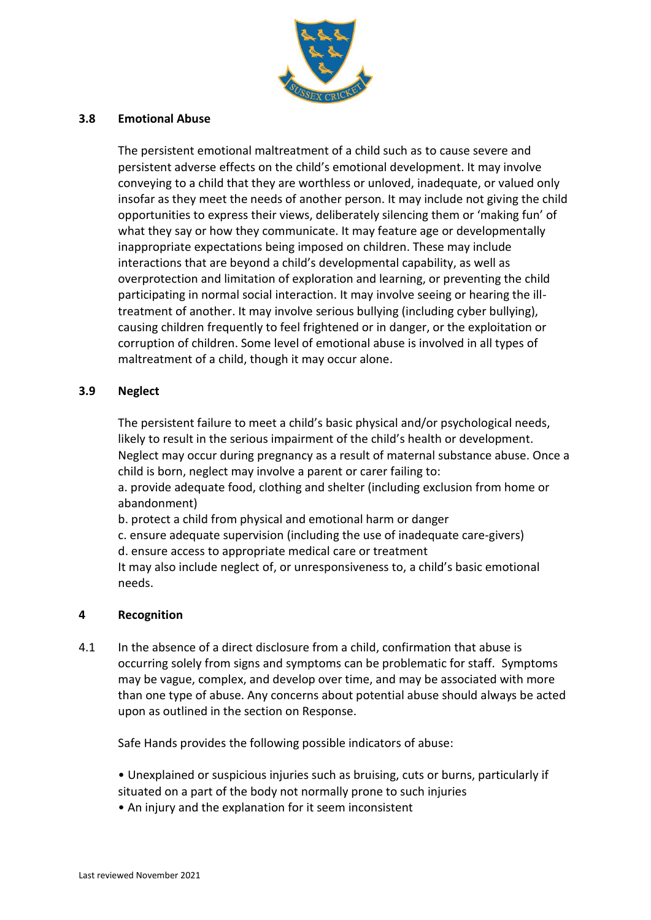### 3.8 Emotional Abuse

The persistent emotional maltreatment of a child such as to cause severe and persistent adverse effects on the child's emotional development. It may involve conveying to a child that they are worthless or unloved, inadequate, or valued only insofar as they meet the needs of another person. It may include not giving the child opportunities to express their views, deliberately silencing them or 'making fun' of what they say or how they communicate. It may feature age or developmentally inappropriate expectations being imposed on children. These may include interactions that are beyond a child's developmental capability, as well as overprotection and limitation of exploration and learning, or preventing the child participating in normal social interaction. It may involve seeing or hearing the ill-treatment of another. It may involve serious bullying (including cyber bullying), causing children frequently to feel frightened or in danger, or the exploitation or corruption of children. Some level of emotional abuse is involved in all types of maltreatment of a child, though it may occur alone.

### 3.9 Neglect

The persistent failure to meet a child's basic physical and/or psychological needs, likely to result in the serious impairment of the child's health or development. Neglect may occur during pregnancy as a result of maternal substance abuse. Once a child is born, neglect may involve a parent or carer failing to:

a. provide adequate food, clothing and shelter (including exclusion from home or abandonment)
b. protect a child from physical and emotional harm or danger
c. ensure adequate supervision (including the use of inadequate care-givers)
d. ensure access to appropriate medical care or treatment

It may also include neglect of, or unresponsiveness to, a child's basic emotional needs.

## 4 Recognition

4.1 In the absence of a direct disclosure from a child, confirmation that abuse is occurring solely from signs and symptoms can be problematic for staff. Symptoms may be vague, complex, and develop over time, and may be associated with more than one type of abuse. Any concerns about potential abuse should always be acted upon as outlined in the section on Response.

Safe Hands provides the following possible indicators of abuse:

- Unexplained or suspicious injuries such as bruising, cuts or burns, particularly if situated on a part of the body not normally prone to such injuries
- An injury and the explanation for it seem inconsistent

Last reviewed November 2021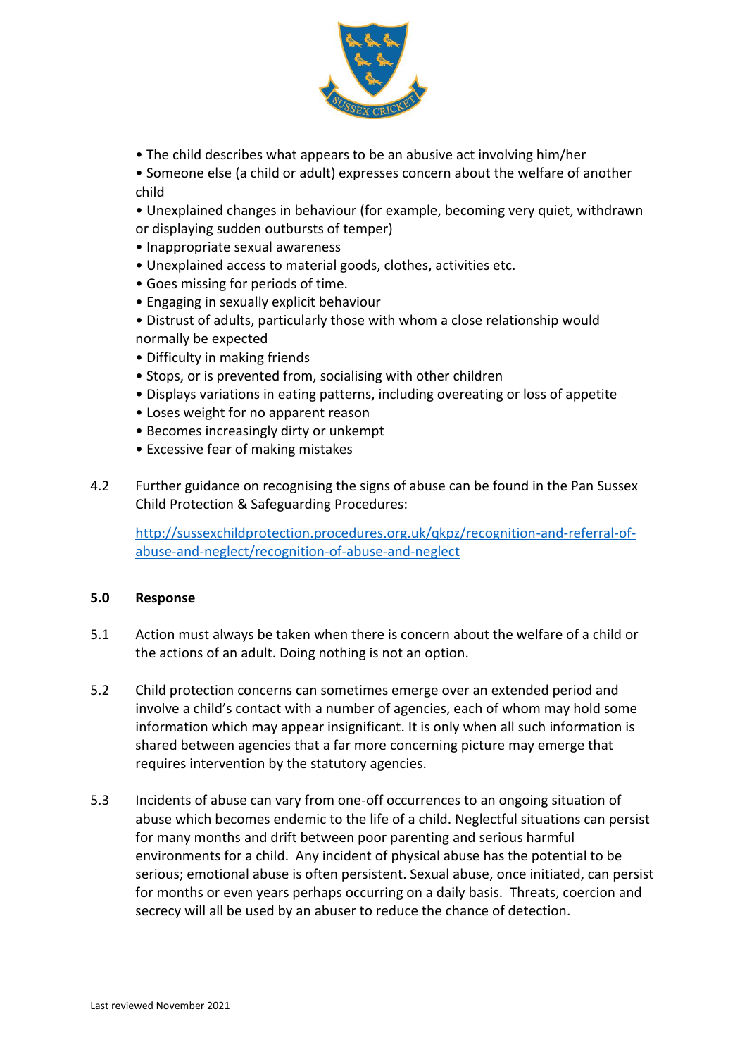- The child describes what appears to be an abusive act involving him/her
- Someone else (a child or adult) expresses concern about the welfare of another child
- Unexplained changes in behaviour (for example, becoming very quiet, withdrawn or displaying sudden outbursts of temper)
- Inappropriate sexual awareness
- Unexplained access to material goods, clothes, activities etc.
- Goes missing for periods of time.
- Engaging in sexually explicit behaviour
- Distrust of adults, particularly those with whom a close relationship would normally be expected
- Difficulty in making friends
- Stops, or is prevented from, socialising with other children
- Displays variations in eating patterns, including overeating or loss of appetite
- Loses weight for no apparent reason
- Becomes increasingly dirty or unkempt
- Excessive fear of making mistakes

4.2 Further guidance on recognising the signs of abuse can be found in the Pan Sussex Child Protection & Safeguarding Procedures:

[http://sussexchildprotection.procedures.org.uk/qkpz/recognition-and-referral-of-abuse-and-neglect/recognition-of-abuse-and-neglect](http://sussexchildprotection.procedures.org.uk/qkpz/recognition-and-referral-of-abuse-and-neglect/recognition-of-abuse-and-neglect)

## 5.0 Response

5.1 Action must always be taken when there is concern about the welfare of a child or the actions of an adult. Doing nothing is not an option.

5.2 Child protection concerns can sometimes emerge over an extended period and involve a child's contact with a number of agencies, each of whom may hold some information which may appear insignificant. It is only when all such information is shared between agencies that a far more concerning picture may emerge that requires intervention by the statutory agencies.

5.3 Incidents of abuse can vary from one-off occurrences to an ongoing situation of abuse which becomes endemic to the life of a child. Neglectful situations can persist for many months and drift between poor parenting and serious harmful environments for a child. Any incident of physical abuse has the potential to be serious; emotional abuse is often persistent. Sexual abuse, once initiated, can persist for months or even years perhaps occurring on a daily basis. Threats, coercion and secrecy will all be used by an abuser to reduce the chance of detection.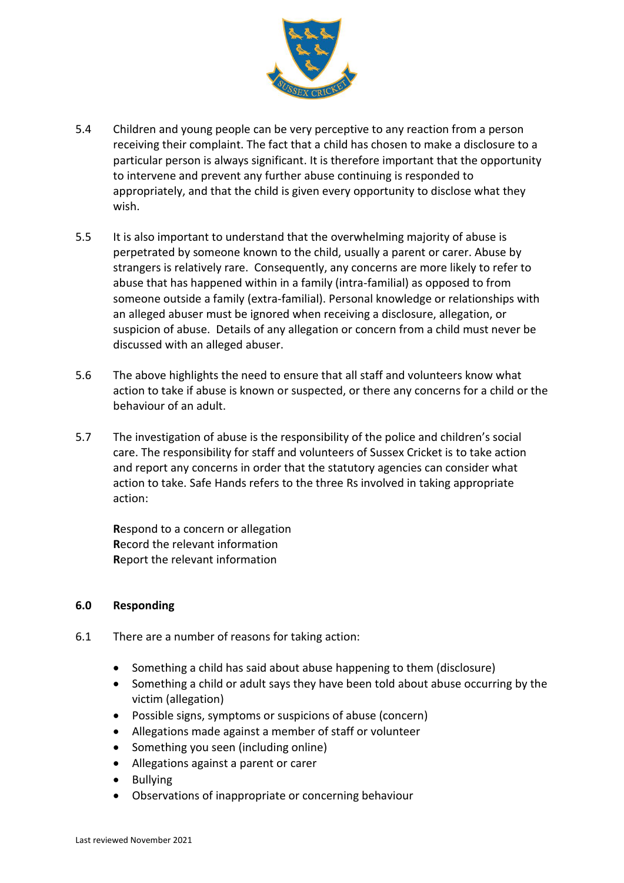5.4 Children and young people can be very perceptive to any reaction from a person receiving their complaint. The fact that a child has chosen to make a disclosure to a particular person is always significant. It is therefore important that the opportunity to intervene and prevent any further abuse continuing is responded to appropriately, and that the child is given every opportunity to disclose what they wish.

5.5 It is also important to understand that the overwhelming majority of abuse is perpetrated by someone known to the child, usually a parent or carer. Abuse by strangers is relatively rare. Consequently, any concerns are more likely to refer to abuse that has happened within in a family (intra-familial) as opposed to from someone outside a family (extra-familial). Personal knowledge or relationships with an alleged abuser must be ignored when receiving a disclosure, allegation, or suspicion of abuse. Details of any allegation or concern from a child must never be discussed with an alleged abuser.

5.6 The above highlights the need to ensure that all staff and volunteers know what action to take if abuse is known or suspected, or there any concerns for a child or the behaviour of an adult.

5.7 The investigation of abuse is the responsibility of the police and children's social care. The responsibility for staff and volunteers of Sussex Cricket is to take action and report any concerns in order that the statutory agencies can consider what action to take. Safe Hands refers to the three Rs involved in taking appropriate action:

**R**espond to a concern or allegation
**R**ecord the relevant information
**R**eport the relevant information

## 6.0 Responding

6.1 There are a number of reasons for taking action:

- Something a child has said about abuse happening to them (disclosure)
- Something a child or adult says they have been told about abuse occurring by the victim (allegation)
- Possible signs, symptoms or suspicions of abuse (concern)
- Allegations made against a member of staff or volunteer
- Something you seen (including online)
- Allegations against a parent or carer
- Bullying
- Observations of inappropriate or concerning behaviour

Last reviewed November 2021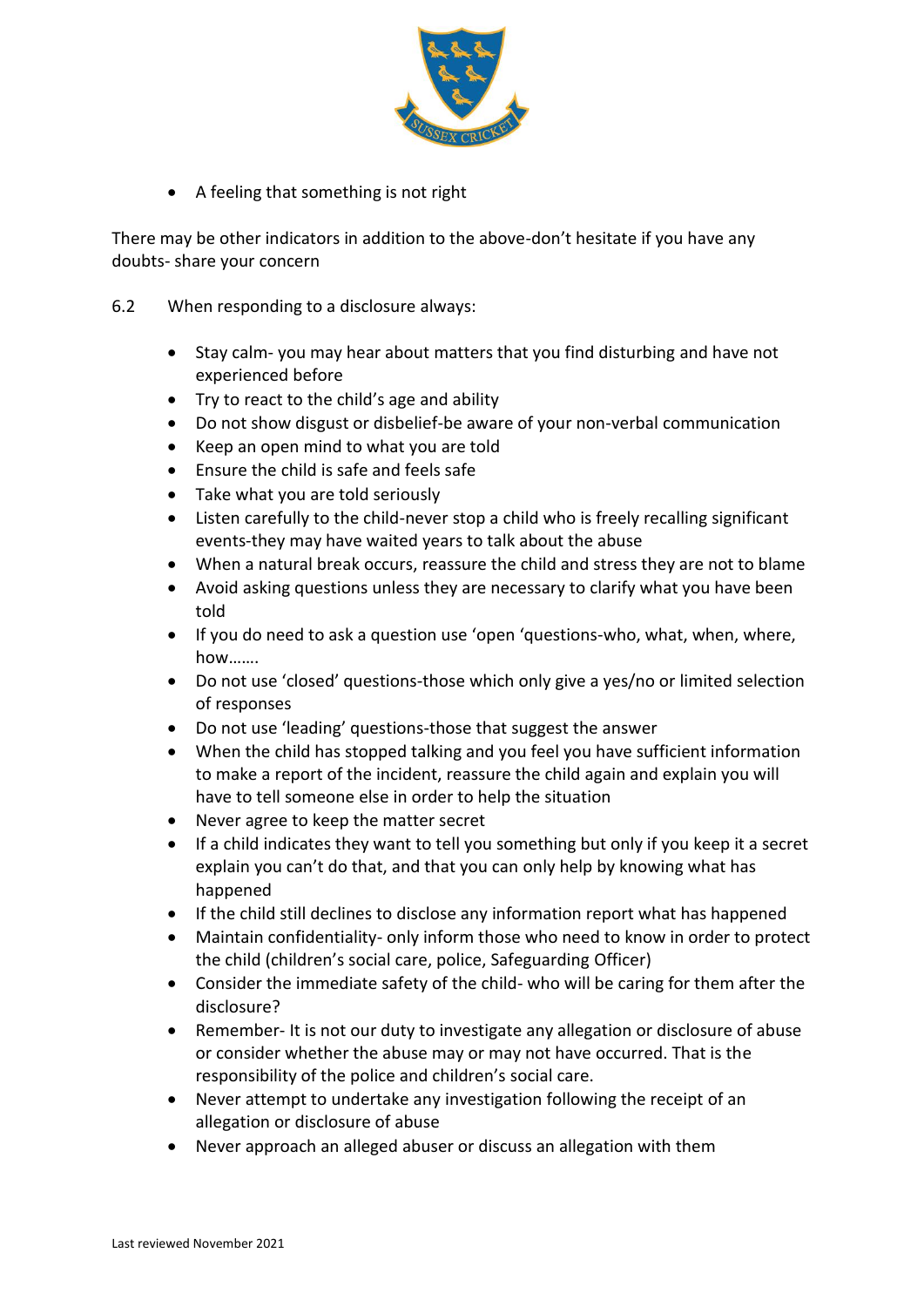- A feeling that something is not right

There may be other indicators in addition to the above-don't hesitate if you have any doubts- share your concern

6.2 When responding to a disclosure always:

- Stay calm- you may hear about matters that you find disturbing and have not experienced before
- Try to react to the child's age and ability
- Do not show disgust or disbelief-be aware of your non-verbal communication
- Keep an open mind to what you are told
- Ensure the child is safe and feels safe
- Take what you are told seriously
- Listen carefully to the child-never stop a child who is freely recalling significant events-they may have waited years to talk about the abuse
- When a natural break occurs, reassure the child and stress they are not to blame
- Avoid asking questions unless they are necessary to clarify what you have been told
- If you do need to ask a question use 'open 'questions-who, what, when, where, how…….
- Do not use 'closed' questions-those which only give a yes/no or limited selection of responses
- Do not use 'leading' questions-those that suggest the answer
- When the child has stopped talking and you feel you have sufficient information to make a report of the incident, reassure the child again and explain you will have to tell someone else in order to help the situation
- Never agree to keep the matter secret
- If a child indicates they want to tell you something but only if you keep it a secret explain you can't do that, and that you can only help by knowing what has happened
- If the child still declines to disclose any information report what has happened
- Maintain confidentiality- only inform those who need to know in order to protect the child (children's social care, police, Safeguarding Officer)
- Consider the immediate safety of the child- who will be caring for them after the disclosure?
- Remember- It is not our duty to investigate any allegation or disclosure of abuse or consider whether the abuse may or may not have occurred. That is the responsibility of the police and children's social care.
- Never attempt to undertake any investigation following the receipt of an allegation or disclosure of abuse
- Never approach an alleged abuser or discuss an allegation with them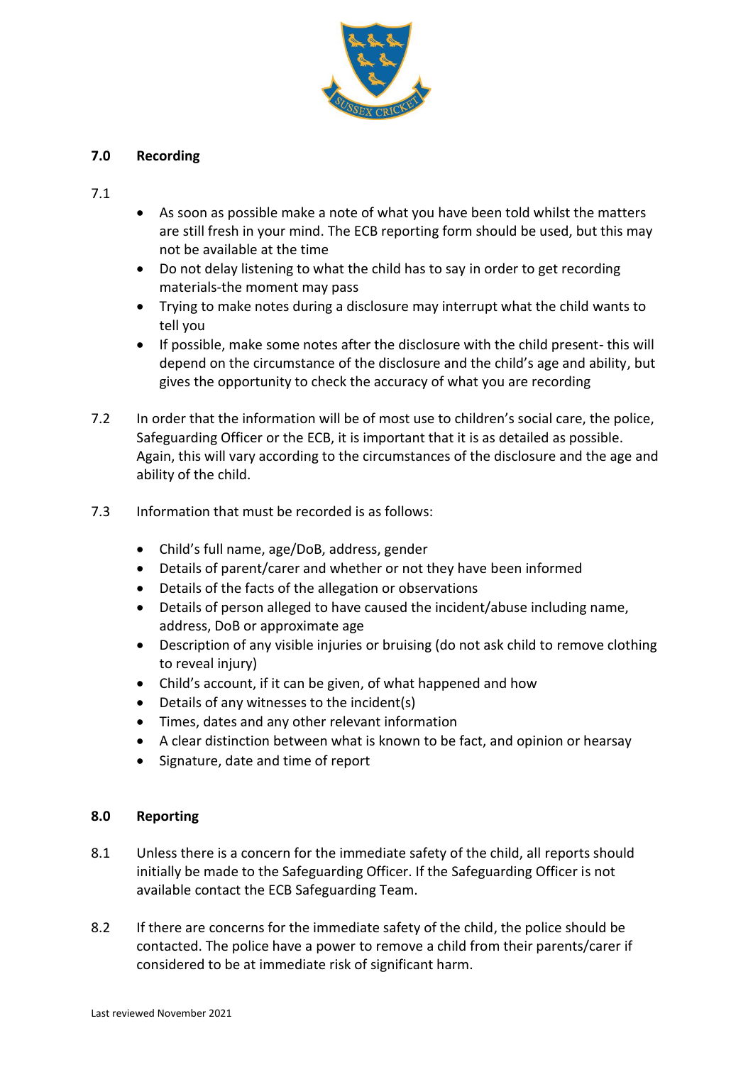## 7.0 Recording

7.1

- As soon as possible make a note of what you have been told whilst the matters are still fresh in your mind. The ECB reporting form should be used, but this may not be available at the time
- Do not delay listening to what the child has to say in order to get recording materials-the moment may pass
- Trying to make notes during a disclosure may interrupt what the child wants to tell you
- If possible, make some notes after the disclosure with the child present- this will depend on the circumstance of the disclosure and the child's age and ability, but gives the opportunity to check the accuracy of what you are recording

7.2 In order that the information will be of most use to children's social care, the police, Safeguarding Officer or the ECB, it is important that it is as detailed as possible. Again, this will vary according to the circumstances of the disclosure and the age and ability of the child.

7.3 Information that must be recorded is as follows:

- Child's full name, age/DoB, address, gender
- Details of parent/carer and whether or not they have been informed
- Details of the facts of the allegation or observations
- Details of person alleged to have caused the incident/abuse including name, address, DoB or approximate age
- Description of any visible injuries or bruising (do not ask child to remove clothing to reveal injury)
- Child's account, if it can be given, of what happened and how
- Details of any witnesses to the incident(s)
- Times, dates and any other relevant information
- A clear distinction between what is known to be fact, and opinion or hearsay
- Signature, date and time of report

## 8.0 Reporting

8.1 Unless there is a concern for the immediate safety of the child, all reports should initially be made to the Safeguarding Officer. If the Safeguarding Officer is not available contact the ECB Safeguarding Team.

8.2 If there are concerns for the immediate safety of the child, the police should be contacted. The police have a power to remove a child from their parents/carer if considered to be at immediate risk of significant harm.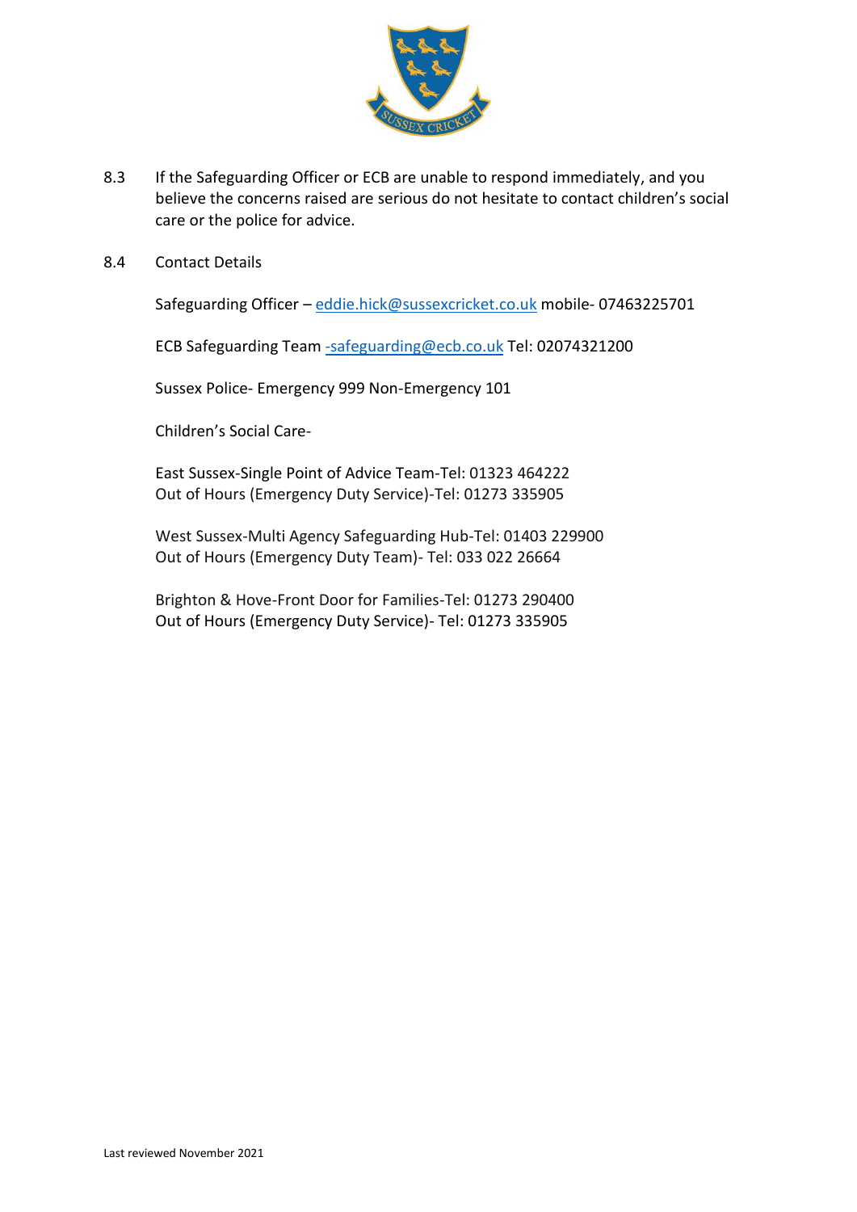8.3 If the Safeguarding Officer or ECB are unable to respond immediately, and you believe the concerns raised are serious do not hesitate to contact children's social care or the police for advice.

8.4 Contact Details

Safeguarding Officer – eddie.hick@sussexcricket.co.uk mobile- 07463225701

ECB Safeguarding Team -safeguarding@ecb.co.uk Tel: 02074321200

Sussex Police- Emergency 999 Non-Emergency 101

Children's Social Care-

East Sussex-Single Point of Advice Team-Tel: 01323 464222
Out of Hours (Emergency Duty Service)-Tel: 01273 335905

West Sussex-Multi Agency Safeguarding Hub-Tel: 01403 229900
Out of Hours (Emergency Duty Team)- Tel: 033 022 26664

Brighton & Hove-Front Door for Families-Tel: 01273 290400
Out of Hours (Emergency Duty Service)- Tel: 01273 335905

Last reviewed November 2021